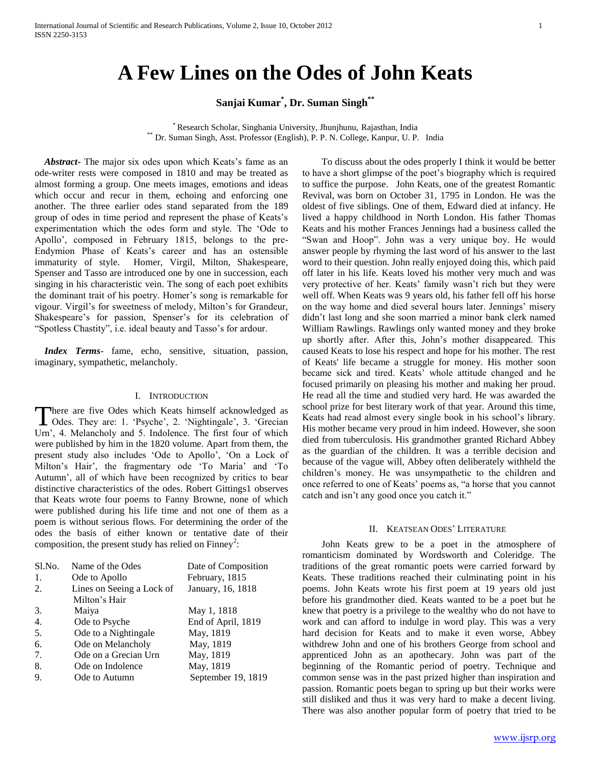# A Few Lines on the Odes of John Keats

**Sanjai Kumar[*], Dr. Suman Singh[**]**

[*] Research Scholar, Singhania University, Jhunjhunu, Rajasthan, India
[**] Dr. Suman Singh, Asst. Professor (English), P. P. N. College, Kanpur, U. P. India

***Abstract-*** The major six odes upon which Keats's fame as an ode-writer rests were composed in 1810 and may be treated as almost forming a group. One meets images, emotions and ideas which occur and recur in them, echoing and enforcing one another. The three earlier odes stand separated from the 189 group of odes in time period and represent the phase of Keats's experimentation which the odes form and style. The 'Ode to Apollo', composed in February 1815, belongs to the pre-Endymion Phase of Keats's career and has an ostensible immaturity of style. Homer, Virgil, Milton, Shakespeare, Spenser and Tasso are introduced one by one in succession, each singing in his characteristic vein. The song of each poet exhibits the dominant trait of his poetry. Homer's song is remarkable for vigour. Virgil's for sweetness of melody, Milton's for Grandeur, Shakespeare's for passion, Spenser's for its celebration of "Spotless Chastity", i.e. ideal beauty and Tasso's for ardour.

***Index Terms*-** fame, echo, sensitive, situation, passion, imaginary, sympathetic, melancholy.

## I. Introduction

There are five Odes which Keats himself acknowledged as Odes. They are: 1. 'Psyche', 2. 'Nightingale', 3. 'Grecian Urn', 4. Melancholy and 5. Indolence. The first four of which were published by him in the 1820 volume. Apart from them, the present study also includes 'Ode to Apollo', 'On a Lock of Milton's Hair', the fragmentary ode 'To Maria' and 'To Autumn', all of which have been recognized by critics to bear distinctive characteristics of the odes. Robert Gittings1 observes that Keats wrote four poems to Fanny Browne, none of which were published during his life time and not one of them as a poem is without serious flows. For determining the order of the odes the basis of either known or tentative date of their composition, the present study has relied on Finney[2]:

| Sl.No. | Name of the Odes | Date of Composition |
|---|---|---|
| 1. | Ode to Apollo | February, 1815 |
| 2. | Lines on Seeing a Lock of Milton's Hair | January, 16, 1818 |
| 3. | Maiya | May 1, 1818 |
| 4. | Ode to Psyche | End of April, 1819 |
| 5. | Ode to a Nightingale | May, 1819 |
| 6. | Ode on Melancholy | May, 1819 |
| 7. | Ode on a Grecian Urn | May, 1819 |
| 8. | Ode on Indolence | May, 1819 |
| 9. | Ode to Autumn | September 19, 1819 |

To discuss about the odes properly I think it would be better to have a short glimpse of the poet's biography which is required to suffice the purpose. John Keats, one of the greatest Romantic Revival, was born on October 31, 1795 in London. He was the oldest of five siblings. One of them, Edward died at infancy. He lived a happy childhood in North London. His father Thomas Keats and his mother Frances Jennings had a business called the "Swan and Hoop". John was a very unique boy. He would answer people by rhyming the last word of his answer to the last word to their question. John really enjoyed doing this, which paid off later in his life. Keats loved his mother very much and was very protective of her. Keats' family wasn't rich but they were well off. When Keats was 9 years old, his father fell off his horse on the way home and died several hours later. Jennings' misery didn't last long and she soon married a minor bank clerk named William Rawlings. Rawlings only wanted money and they broke up shortly after. After this, John's mother disappeared. This caused Keats to lose his respect and hope for his mother. The rest of Keats' life became a struggle for money. His mother soon became sick and tired. Keats' whole attitude changed and he focused primarily on pleasing his mother and making her proud. He read all the time and studied very hard. He was awarded the school prize for best literary work of that year. Around this time, Keats had read almost every single book in his school's library. His mother became very proud in him indeed. However, she soon died from tuberculosis. His grandmother granted Richard Abbey as the guardian of the children. It was a terrible decision and because of the vague will, Abbey often deliberately withheld the children's money. He was unsympathetic to the children and once referred to one of Keats' poems as, "a horse that you cannot catch and isn't any good once you catch it."

## II. Keatsean Odes' Literature

John Keats grew to be a poet in the atmosphere of romanticism dominated by Wordsworth and Coleridge. The traditions of the great romantic poets were carried forward by Keats. These traditions reached their culminating point in his poems. John Keats wrote his first poem at 19 years old just before his grandmother died. Keats wanted to be a poet but he knew that poetry is a privilege to the wealthy who do not have to work and can afford to indulge in word play. This was a very hard decision for Keats and to make it even worse, Abbey withdrew John and one of his brothers George from school and apprenticed John as an apothecary. John was part of the beginning of the Romantic period of poetry. Technique and common sense was in the past prized higher than inspiration and passion. Romantic poets began to spring up but their works were still disliked and thus it was very hard to make a decent living. There was also another popular form of poetry that tried to be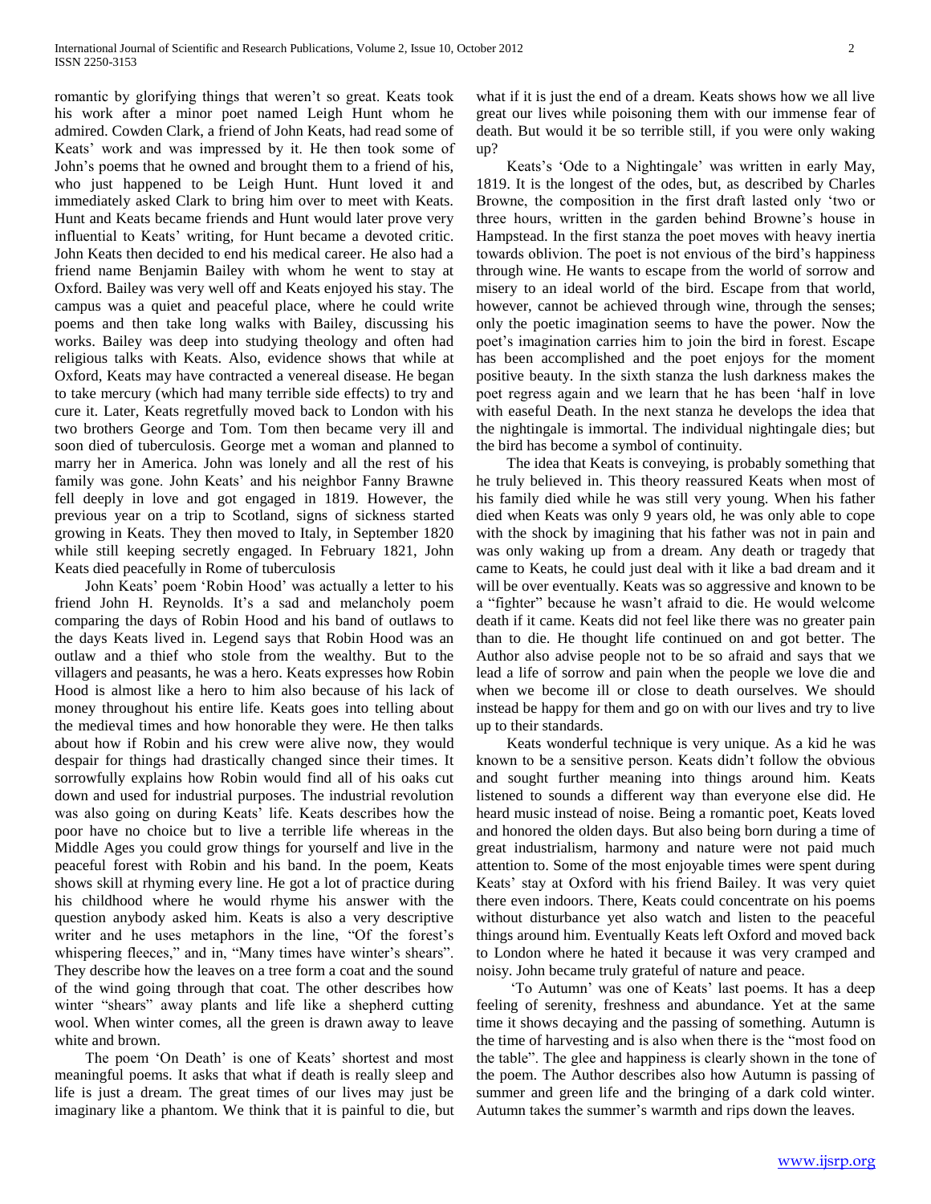romantic by glorifying things that weren't so great. Keats took his work after a minor poet named Leigh Hunt whom he admired. Cowden Clark, a friend of John Keats, had read some of Keats' work and was impressed by it. He then took some of John's poems that he owned and brought them to a friend of his, who just happened to be Leigh Hunt. Hunt loved it and immediately asked Clark to bring him over to meet with Keats. Hunt and Keats became friends and Hunt would later prove very influential to Keats' writing, for Hunt became a devoted critic. John Keats then decided to end his medical career. He also had a friend name Benjamin Bailey with whom he went to stay at Oxford. Bailey was very well off and Keats enjoyed his stay. The campus was a quiet and peaceful place, where he could write poems and then take long walks with Bailey, discussing his works. Bailey was deep into studying theology and often had religious talks with Keats. Also, evidence shows that while at Oxford, Keats may have contracted a venereal disease. He began to take mercury (which had many terrible side effects) to try and cure it. Later, Keats regretfully moved back to London with his two brothers George and Tom. Tom then became very ill and soon died of tuberculosis. George met a woman and planned to marry her in America. John was lonely and all the rest of his family was gone. John Keats' and his neighbor Fanny Brawne fell deeply in love and got engaged in 1819. However, the previous year on a trip to Scotland, signs of sickness started growing in Keats. They then moved to Italy, in September 1820 while still keeping secretly engaged. In February 1821, John Keats died peacefully in Rome of tuberculosis

John Keats' poem 'Robin Hood' was actually a letter to his friend John H. Reynolds. It's a sad and melancholy poem comparing the days of Robin Hood and his band of outlaws to the days Keats lived in. Legend says that Robin Hood was an outlaw and a thief who stole from the wealthy. But to the villagers and peasants, he was a hero. Keats expresses how Robin Hood is almost like a hero to him also because of his lack of money throughout his entire life. Keats goes into telling about the medieval times and how honorable they were. He then talks about how if Robin and his crew were alive now, they would despair for things had drastically changed since their times. It sorrowfully explains how Robin would find all of his oaks cut down and used for industrial purposes. The industrial revolution was also going on during Keats' life. Keats describes how the poor have no choice but to live a terrible life whereas in the Middle Ages you could grow things for yourself and live in the peaceful forest with Robin and his band. In the poem, Keats shows skill at rhyming every line. He got a lot of practice during his childhood where he would rhyme his answer with the question anybody asked him. Keats is also a very descriptive writer and he uses metaphors in the line, "Of the forest's whispering fleeces," and in, "Many times have winter's shears". They describe how the leaves on a tree form a coat and the sound of the wind going through that coat. The other describes how winter "shears" away plants and life like a shepherd cutting wool. When winter comes, all the green is drawn away to leave white and brown.

The poem 'On Death' is one of Keats' shortest and most meaningful poems. It asks that what if death is really sleep and life is just a dream. The great times of our lives may just be imaginary like a phantom. We think that it is painful to die, but what if it is just the end of a dream. Keats shows how we all live great our lives while poisoning them with our immense fear of death. But would it be so terrible still, if you were only waking up?

Keats's 'Ode to a Nightingale' was written in early May, 1819. It is the longest of the odes, but, as described by Charles Browne, the composition in the first draft lasted only 'two or three hours, written in the garden behind Browne's house in Hampstead. In the first stanza the poet moves with heavy inertia towards oblivion. The poet is not envious of the bird's happiness through wine. He wants to escape from the world of sorrow and misery to an ideal world of the bird. Escape from that world, however, cannot be achieved through wine, through the senses; only the poetic imagination seems to have the power. Now the poet's imagination carries him to join the bird in forest. Escape has been accomplished and the poet enjoys for the moment positive beauty. In the sixth stanza the lush darkness makes the poet regress again and we learn that he has been 'half in love with easeful Death. In the next stanza he develops the idea that the nightingale is immortal. The individual nightingale dies; but the bird has become a symbol of continuity.

The idea that Keats is conveying, is probably something that he truly believed in. This theory reassured Keats when most of his family died while he was still very young. When his father died when Keats was only 9 years old, he was only able to cope with the shock by imagining that his father was not in pain and was only waking up from a dream. Any death or tragedy that came to Keats, he could just deal with it like a bad dream and it will be over eventually. Keats was so aggressive and known to be a "fighter" because he wasn't afraid to die. He would welcome death if it came. Keats did not feel like there was no greater pain than to die. He thought life continued on and got better. The Author also advise people not to be so afraid and says that we lead a life of sorrow and pain when the people we love die and when we become ill or close to death ourselves. We should instead be happy for them and go on with our lives and try to live up to their standards.

Keats wonderful technique is very unique. As a kid he was known to be a sensitive person. Keats didn't follow the obvious and sought further meaning into things around him. Keats listened to sounds a different way than everyone else did. He heard music instead of noise. Being a romantic poet, Keats loved and honored the olden days. But also being born during a time of great industrialism, harmony and nature were not paid much attention to. Some of the most enjoyable times were spent during Keats' stay at Oxford with his friend Bailey. It was very quiet there even indoors. There, Keats could concentrate on his poems without disturbance yet also watch and listen to the peaceful things around him. Eventually Keats left Oxford and moved back to London where he hated it because it was very cramped and noisy. John became truly grateful of nature and peace.

'To Autumn' was one of Keats' last poems. It has a deep feeling of serenity, freshness and abundance. Yet at the same time it shows decaying and the passing of something. Autumn is the time of harvesting and is also when there is the "most food on the table". The glee and happiness is clearly shown in the tone of the poem. The Author describes also how Autumn is passing of summer and green life and the bringing of a dark cold winter. Autumn takes the summer's warmth and rips down the leaves.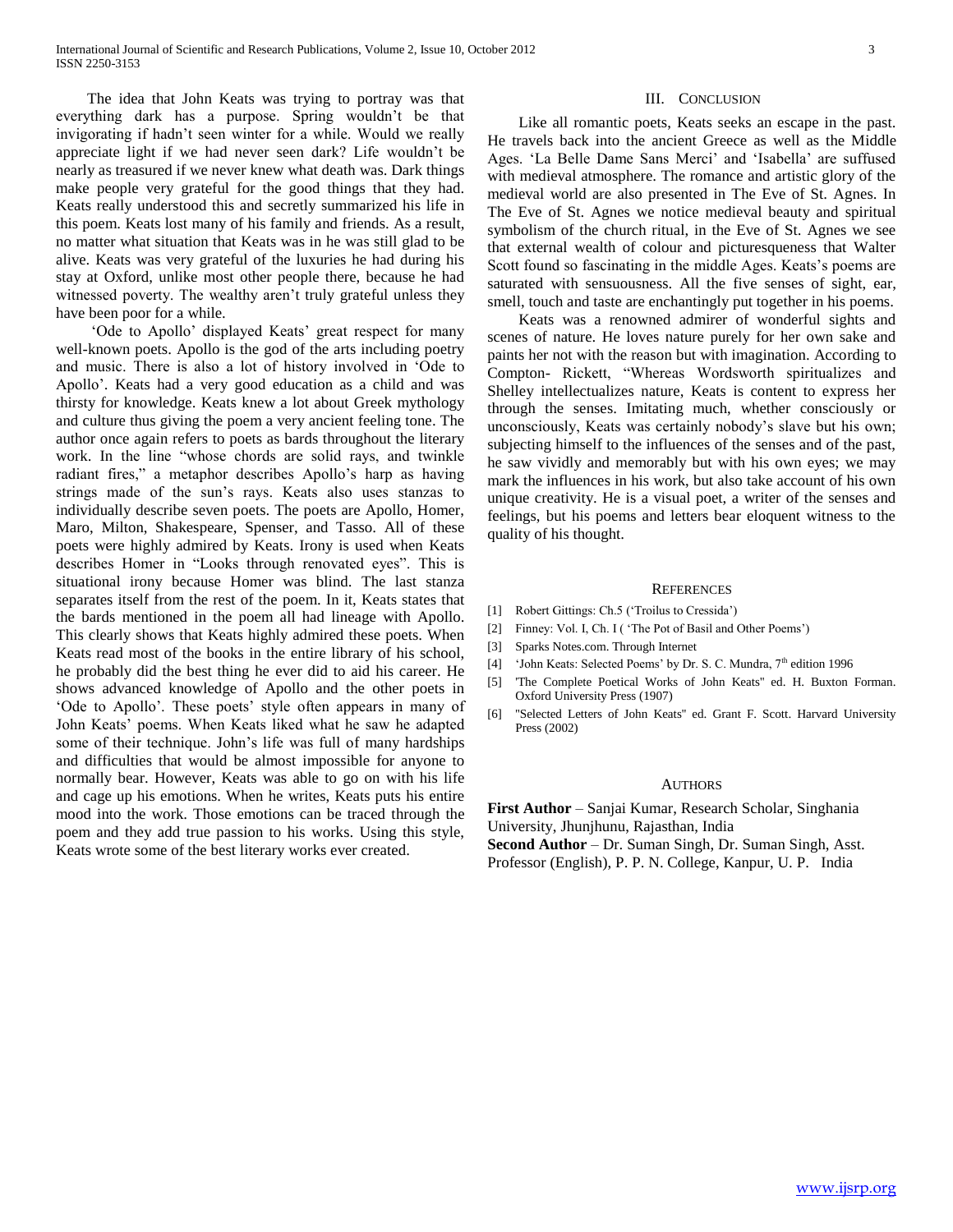The idea that John Keats was trying to portray was that everything dark has a purpose. Spring wouldn't be that invigorating if hadn't seen winter for a while. Would we really appreciate light if we had never seen dark? Life wouldn't be nearly as treasured if we never knew what death was. Dark things make people very grateful for the good things that they had. Keats really understood this and secretly summarized his life in this poem. Keats lost many of his family and friends. As a result, no matter what situation that Keats was in he was still glad to be alive. Keats was very grateful of the luxuries he had during his stay at Oxford, unlike most other people there, because he had witnessed poverty. The wealthy aren't truly grateful unless they have been poor for a while.

'Ode to Apollo' displayed Keats' great respect for many well-known poets. Apollo is the god of the arts including poetry and music. There is also a lot of history involved in 'Ode to Apollo'. Keats had a very good education as a child and was thirsty for knowledge. Keats knew a lot about Greek mythology and culture thus giving the poem a very ancient feeling tone. The author once again refers to poets as bards throughout the literary work. In the line "whose chords are solid rays, and twinkle radiant fires," a metaphor describes Apollo's harp as having strings made of the sun's rays. Keats also uses stanzas to individually describe seven poets. The poets are Apollo, Homer, Maro, Milton, Shakespeare, Spenser, and Tasso. All of these poets were highly admired by Keats. Irony is used when Keats describes Homer in "Looks through renovated eyes". This is situational irony because Homer was blind. The last stanza separates itself from the rest of the poem. In it, Keats states that the bards mentioned in the poem all had lineage with Apollo. This clearly shows that Keats highly admired these poets. When Keats read most of the books in the entire library of his school, he probably did the best thing he ever did to aid his career. He shows advanced knowledge of Apollo and the other poets in 'Ode to Apollo'. These poets' style often appears in many of John Keats' poems. When Keats liked what he saw he adapted some of their technique. John's life was full of many hardships and difficulties that would be almost impossible for anyone to normally bear. However, Keats was able to go on with his life and cage up his emotions. When he writes, Keats puts his entire mood into the work. Those emotions can be traced through the poem and they add true passion to his works. Using this style, Keats wrote some of the best literary works ever created.

## III. Conclusion

Like all romantic poets, Keats seeks an escape in the past. He travels back into the ancient Greece as well as the Middle Ages. 'La Belle Dame Sans Merci' and 'Isabella' are suffused with medieval atmosphere. The romance and artistic glory of the medieval world are also presented in The Eve of St. Agnes. In The Eve of St. Agnes we notice medieval beauty and spiritual symbolism of the church ritual, in the Eve of St. Agnes we see that external wealth of colour and picturesqueness that Walter Scott found so fascinating in the middle Ages. Keats's poems are saturated with sensuousness. All the five senses of sight, ear, smell, touch and taste are enchantingly put together in his poems.

Keats was a renowned admirer of wonderful sights and scenes of nature. He loves nature purely for her own sake and paints her not with the reason but with imagination. According to Compton- Rickett, "Whereas Wordsworth spiritualizes and Shelley intellectualizes nature, Keats is content to express her through the senses. Imitating much, whether consciously or unconsciously, Keats was certainly nobody's slave but his own; subjecting himself to the influences of the senses and of the past, he saw vividly and memorably but with his own eyes; we may mark the influences in his work, but also take account of his own unique creativity. He is a visual poet, a writer of the senses and feelings, but his poems and letters bear eloquent witness to the quality of his thought.

## References

[1] Robert Gittings: Ch.5 ('Troilus to Cressida')

[2] Finney: Vol. I, Ch. I ( 'The Pot of Basil and Other Poems')

[3] Sparks Notes.com. Through Internet

[4] 'John Keats: Selected Poems' by Dr. S. C. Mundra, 7th edition 1996

[5] 'The Complete Poetical Works of John Keats" ed. H. Buxton Forman. Oxford University Press (1907)

[6] "Selected Letters of John Keats" ed. Grant F. Scott. Harvard University Press (2002)

## Authors

**First Author** – Sanjai Kumar, Research Scholar, Singhania University, Jhunjhunu, Rajasthan, India

**Second Author** – Dr. Suman Singh, Dr. Suman Singh, Asst. Professor (English), P. P. N. College, Kanpur, U. P. India